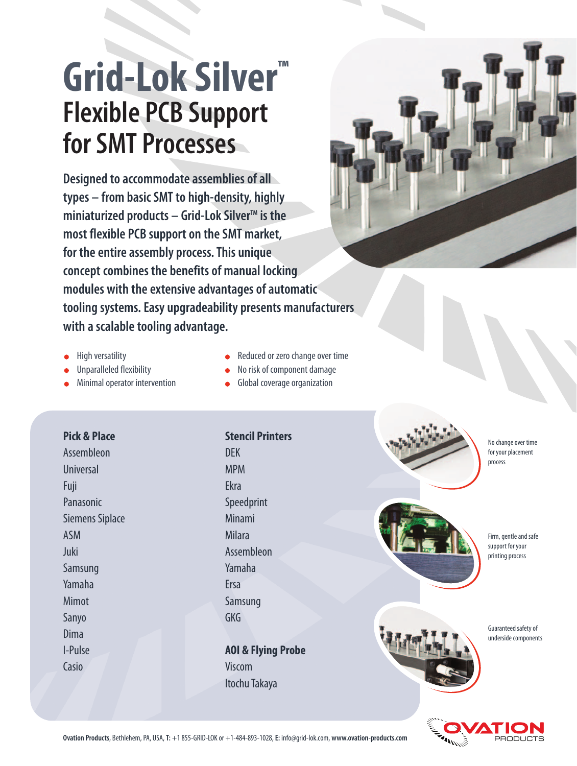# Grid-Lok Silver™

## Flexible PCB Support for SMT Processes

**Designed to accommodate assemblies of all types – from basic SMT to high-density, highly miniaturized products – Grid-Lok Silver™ is the most flexible PCB support on the SMT market, for the entire assembly process. This unique concept combines the benefits of manual locking modules with the extensive advantages of automatic tooling systems. Easy upgradeability presents manufacturers with a scalable tooling advantage.**

- High versatility
- Unparalleled flexibility
- Minimal operator intervention
- Reduced or zero change over time
- No risk of component damage
- Global coverage organization

**Pick & Place**

Assembleon
Universal
Fuji
Panasonic
Siemens Siplace
ASM
Juki
Samsung
Yamaha
Mimot
Sanyo
Dima
I-Pulse
Casio

**Stencil Printers**

DEK
MPM
Ekra
Speedprint
Minami
Milara
Assembleon
Yamaha
Ersa
Samsung
GKG

**AOI & Flying Probe**

Viscom
Itochu Takaya

No change over time for your placement process

Firm, gentle and safe support for your printing process

Guaranteed safety of underside components

**Ovation Products**, Bethlehem, PA, USA, **T:** +1 855-GRID-LOK or +1-484-893-1028, **E:** info@grid-lok.com, **www.ovation-products.com**

OVATION PRODUCTS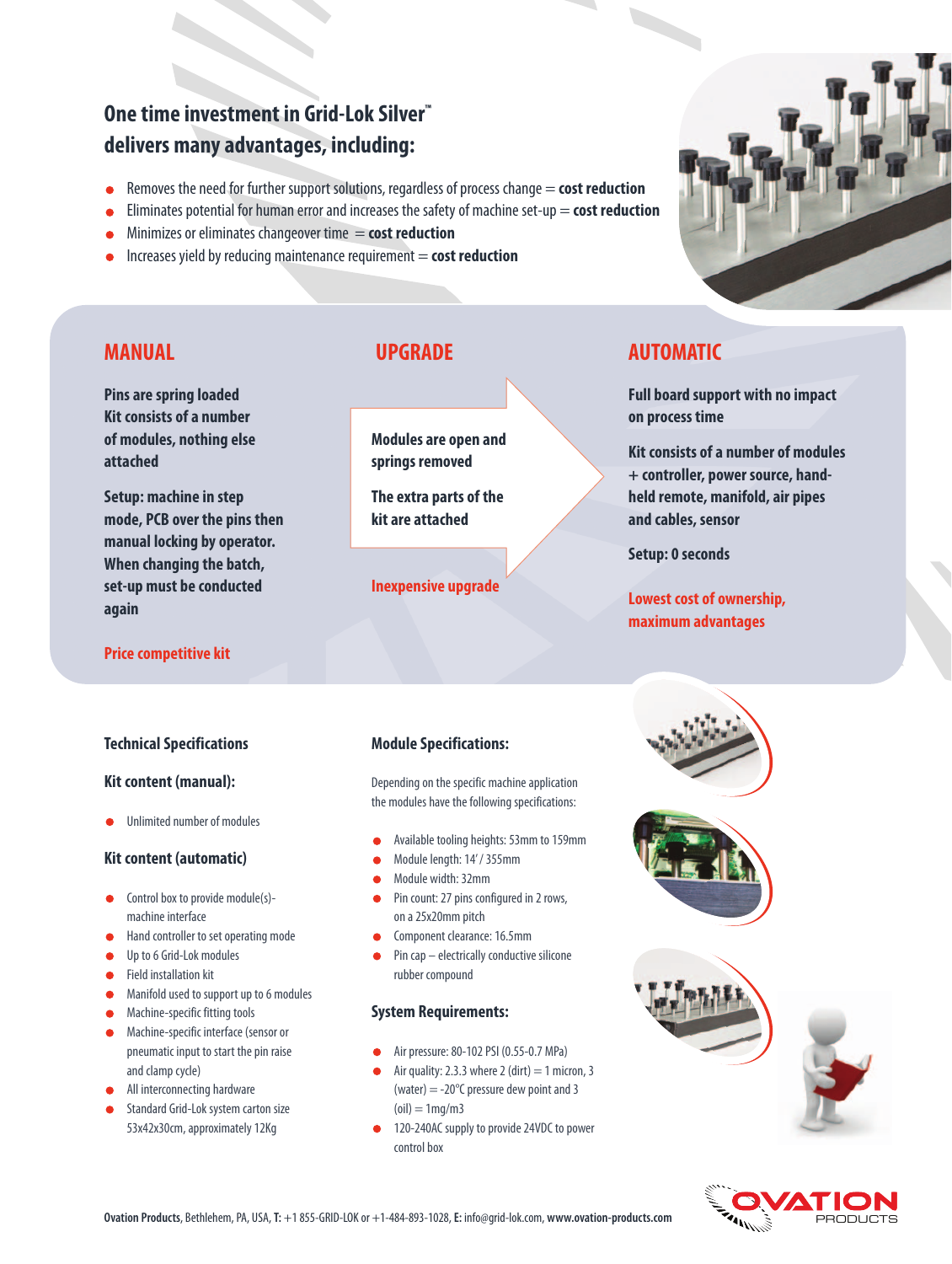## One time investment in Grid-Lok Silver™ delivers many advantages, including:

- Removes the need for further support solutions, regardless of process change = **cost reduction**
- Eliminates potential for human error and increases the safety of machine set-up = **cost reduction**
- Minimizes or eliminates changeover time = **cost reduction**
- Increases yield by reducing maintenance requirement = **cost reduction**

### MANUAL

**Pins are spring loaded**
**Kit consists of a number of modules, nothing else attached**

**Setup: machine in step mode, PCB over the pins then manual locking by operator. When changing the batch, set-up must be conducted again**

**Price competitive kit**

### UPGRADE

**Modules are open and springs removed**

**The extra parts of the kit are attached**

**Inexpensive upgrade**

### AUTOMATIC

**Full board support with no impact on process time**

**Kit consists of a number of modules + controller, power source, hand-held remote, manifold, air pipes and cables, sensor**

**Setup: 0 seconds**

**Lowest cost of ownership, maximum advantages**

### Technical Specifications

#### Kit content (manual):

- Unlimited number of modules

#### Kit content (automatic)

- Control box to provide module(s)-machine interface
- Hand controller to set operating mode
- Up to 6 Grid-Lok modules
- Field installation kit
- Manifold used to support up to 6 modules
- Machine-specific fitting tools
- Machine-specific interface (sensor or pneumatic input to start the pin raise and clamp cycle)
- All interconnecting hardware
- Standard Grid-Lok system carton size 53x42x30cm, approximately 12Kg

### Module Specifications:

Depending on the specific machine application the modules have the following specifications:

- Available tooling heights: 53mm to 159mm
- Module length: 14' / 355mm
- Module width: 32mm
- Pin count: 27 pins configured in 2 rows, on a 25x20mm pitch
- Component clearance: 16.5mm
- Pin cap – electrically conductive silicone rubber compound

### System Requirements:

- Air pressure: 80-102 PSI (0.55-0.7 MPa)
- Air quality: 2.3.3 where 2 (dirt) = 1 micron, 3 (water) = -20°C pressure dew point and 3 (oil) = 1mg/m3
- 120-240AC supply to provide 24VDC to power control box

**Ovation Products**, Bethlehem, PA, USA, **T:** +1 855-GRID-LOK or +1-484-893-1028, **E:** info@grid-lok.com, **www.ovation-products.com**

OVATION PRODUCTS